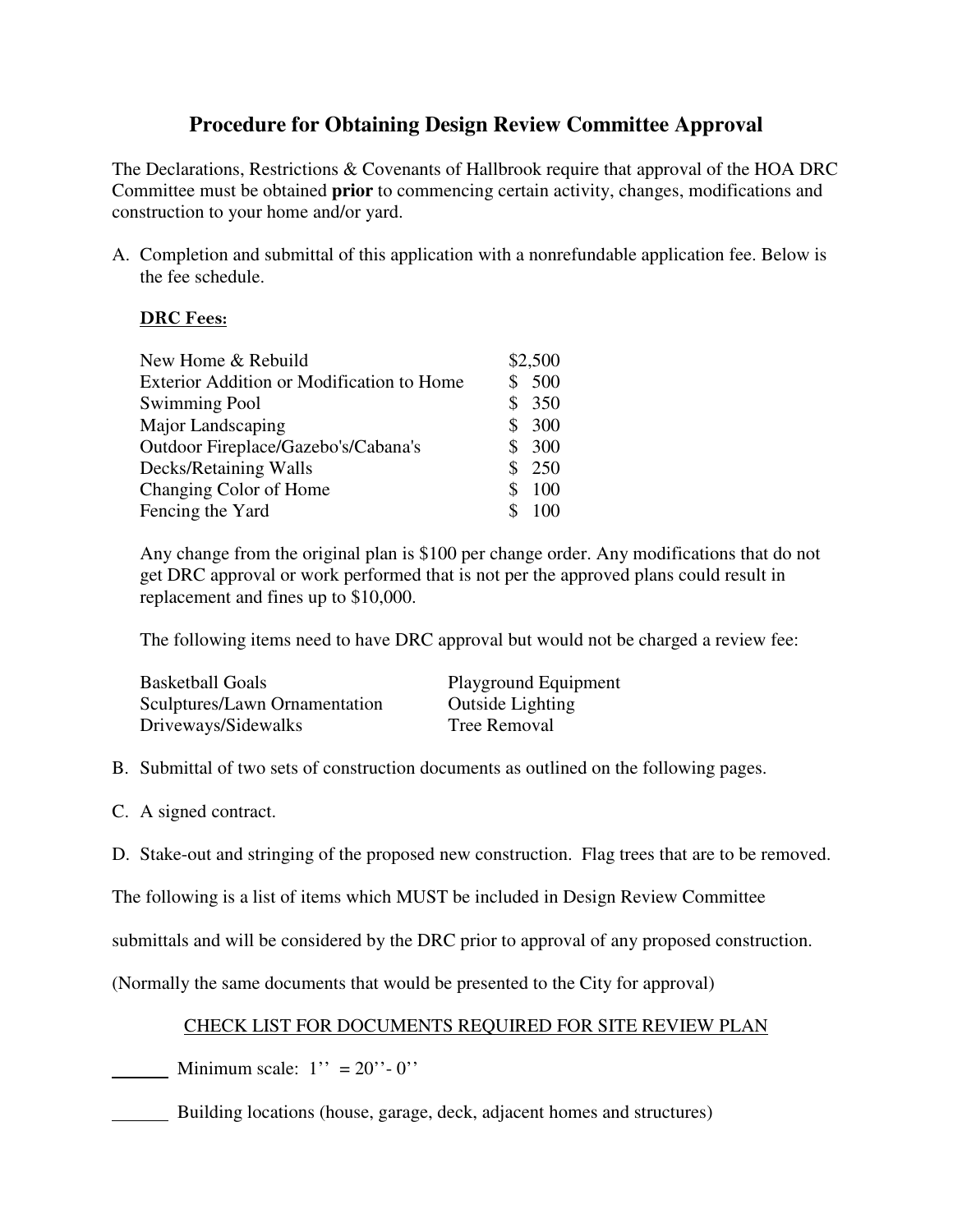# Procedure for Obtaining Design Review Committee Approval

The Declarations, Restrictions & Covenants of Hallbrook require that approval of the HOA DRC Committee must be obtained **prior** to commencing certain activity, changes, modifications and construction to your home and/or yard.

A. Completion and submittal of this application with a nonrefundable application fee. Below is the fee schedule.

   **DRC Fees:**

| | |
|---|---|
| New Home & Rebuild | $2,500 |
| Exterior Addition or Modification to Home | $ 500 |
| Swimming Pool | $ 350 |
| Major Landscaping | $ 300 |
| Outdoor Fireplace/Gazebo's/Cabana's | $ 300 |
| Decks/Retaining Walls | $ 250 |
| Changing Color of Home | $ 100 |
| Fencing the Yard | $ 100 |

   Any change from the original plan is $100 per change order. Any modifications that do not get DRC approval or work performed that is not per the approved plans could result in replacement and fines up to $10,000.

   The following items need to have DRC approval but would not be charged a review fee:

| | |
|---|---|
| Basketball Goals | Playground Equipment |
| Sculptures/Lawn Ornamentation | Outside Lighting |
| Driveways/Sidewalks | Tree Removal |

B. Submittal of two sets of construction documents as outlined on the following pages.

C. A signed contract.

D. Stake-out and stringing of the proposed new construction. Flag trees that are to be removed.

The following is a list of items which MUST be included in Design Review Committee submittals and will be considered by the DRC prior to approval of any proposed construction. (Normally the same documents that would be presented to the City for approval)

CHECK LIST FOR DOCUMENTS REQUIRED FOR SITE REVIEW PLAN

______ Minimum scale: 1'' = 20''- 0''

______ Building locations (house, garage, deck, adjacent homes and structures)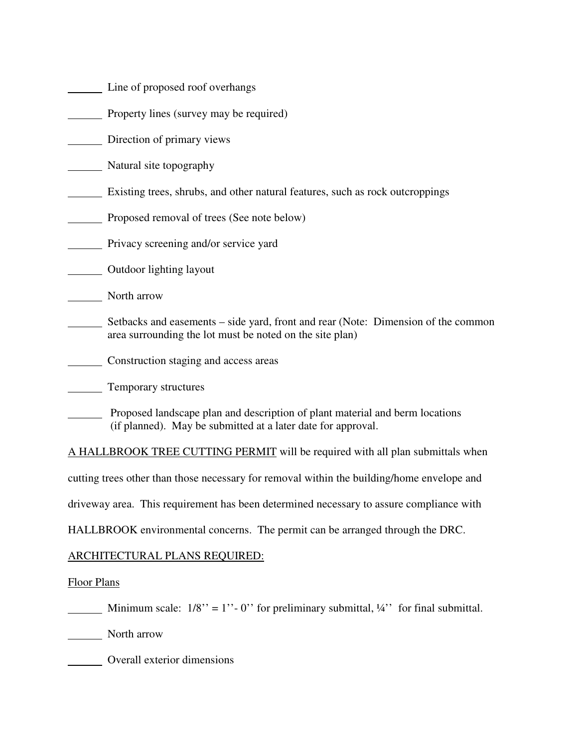______ Line of proposed roof overhangs

______ Property lines (survey may be required)

______ Direction of primary views

______ Natural site topography

______ Existing trees, shrubs, and other natural features, such as rock outcroppings

______ Proposed removal of trees (See note below)

______ Privacy screening and/or service yard

______ Outdoor lighting layout

______ North arrow

______ Setbacks and easements – side yard, front and rear (Note: Dimension of the common area surrounding the lot must be noted on the site plan)

______ Construction staging and access areas

______ Temporary structures

______ Proposed landscape plan and description of plant material and berm locations (if planned). May be submitted at a later date for approval.

A HALLBROOK TREE CUTTING PERMIT will be required with all plan submittals when cutting trees other than those necessary for removal within the building/home envelope and driveway area. This requirement has been determined necessary to assure compliance with HALLBROOK environmental concerns. The permit can be arranged through the DRC.

ARCHITECTURAL PLANS REQUIRED:

Floor Plans

______ Minimum scale: 1/8'' = 1''- 0'' for preliminary submittal, ¼'' for final submittal.

______ North arrow

______ Overall exterior dimensions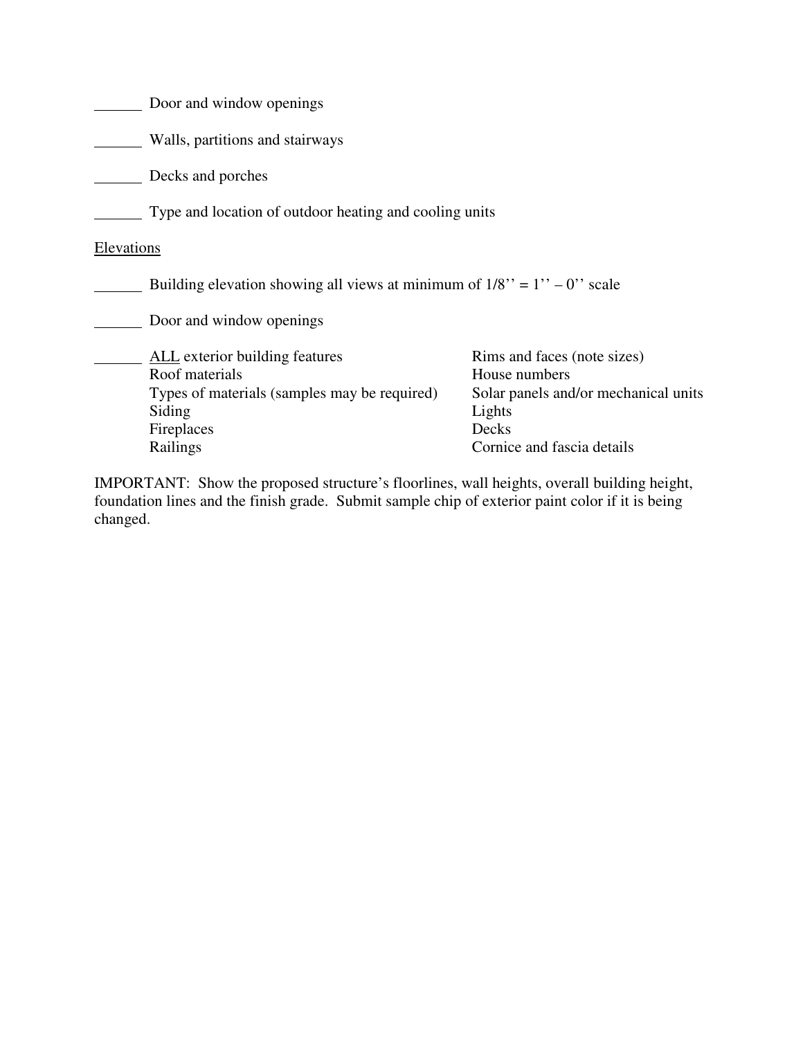______ Door and window openings

______ Walls, partitions and stairways

______ Decks and porches

______ Type and location of outdoor heating and cooling units

<u>Elevations</u>

______ Building elevation showing all views at minimum of 1/8'' = 1'' – 0'' scale

______ Door and window openings

______ <u>ALL</u> exterior building features
- Roof materials
- Types of materials (samples may be required)
- Siding
- Fireplaces
- Railings
- Rims and faces (note sizes)
- House numbers
- Solar panels and/or mechanical units
- Lights
- Decks
- Cornice and fascia details

IMPORTANT: Show the proposed structure's floorlines, wall heights, overall building height, foundation lines and the finish grade. Submit sample chip of exterior paint color if it is being changed.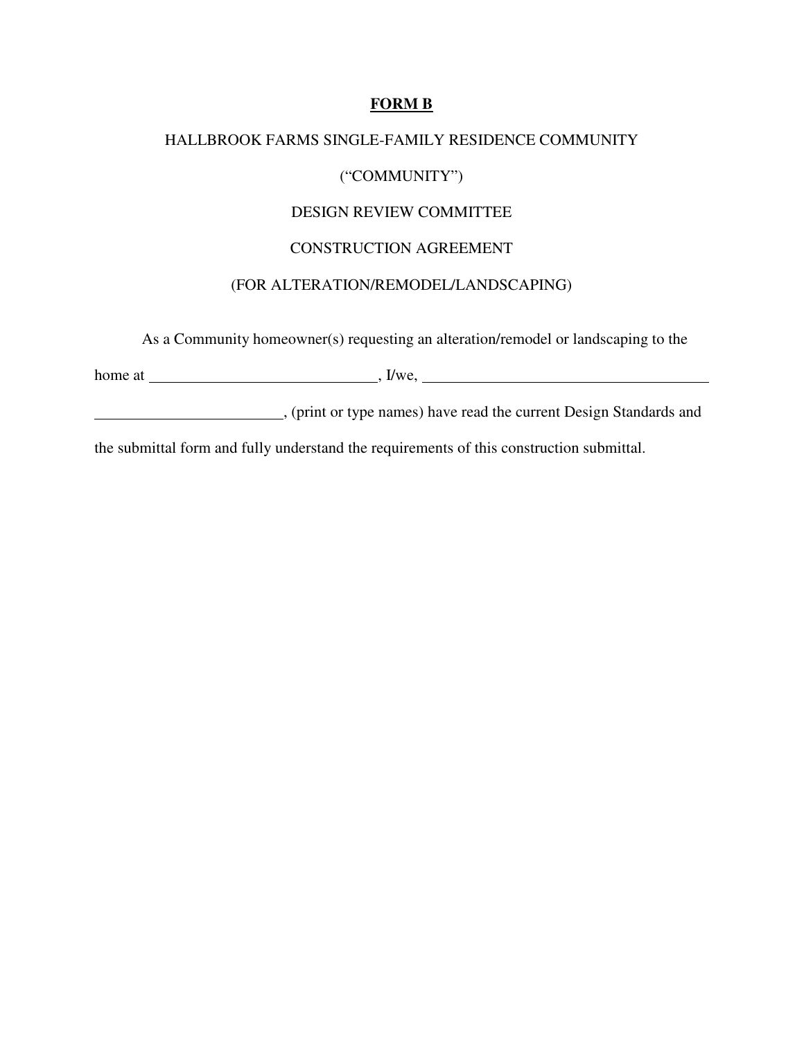**FORM B**

HALLBROOK FARMS SINGLE-FAMILY RESIDENCE COMMUNITY

("COMMUNITY")

DESIGN REVIEW COMMITTEE

CONSTRUCTION AGREEMENT

(FOR ALTERATION/REMODEL/LANDSCAPING)

As a Community homeowner(s) requesting an alteration/remodel or landscaping to the home at \_\_\_\_\_\_\_\_\_\_\_\_\_\_\_\_\_\_\_\_\_\_\_\_\_\_\_\_\_\_, I/we, \_\_\_\_\_\_\_\_\_\_\_\_\_\_\_\_\_\_\_\_\_\_\_\_\_\_\_\_\_\_\_\_\_\_\_\_\_\_\_ \_\_\_\_\_\_\_\_\_\_\_\_\_\_\_\_\_\_\_\_\_\_\_\_\_\_, (print or type names) have read the current Design Standards and the submittal form and fully understand the requirements of this construction submittal.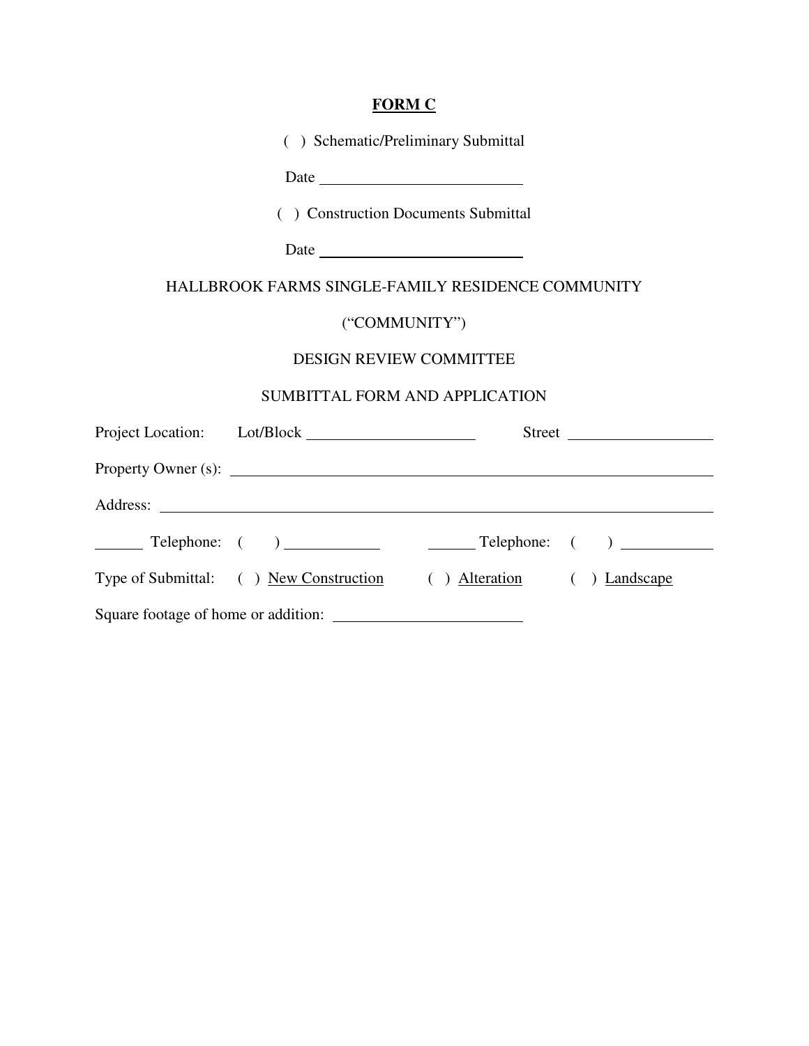# FORM C

( ) Schematic/Preliminary Submittal

Date ____________________

( ) Construction Documents Submittal

Date ____________________

HALLBROOK FARMS SINGLE-FAMILY RESIDENCE COMMUNITY

("COMMUNITY")

DESIGN REVIEW COMMITTEE

SUMBITTAL FORM AND APPLICATION

Project Location: Lot/Block ________________ Street ______________

Property Owner (s): ____________________________________________

Address: ______________________________________________________

______ Telephone: ( ) __________ ______ Telephone: ( ) __________

Type of Submittal: ( ) New Construction ( ) Alteration ( ) Landscape

Square footage of home or addition: ____________________